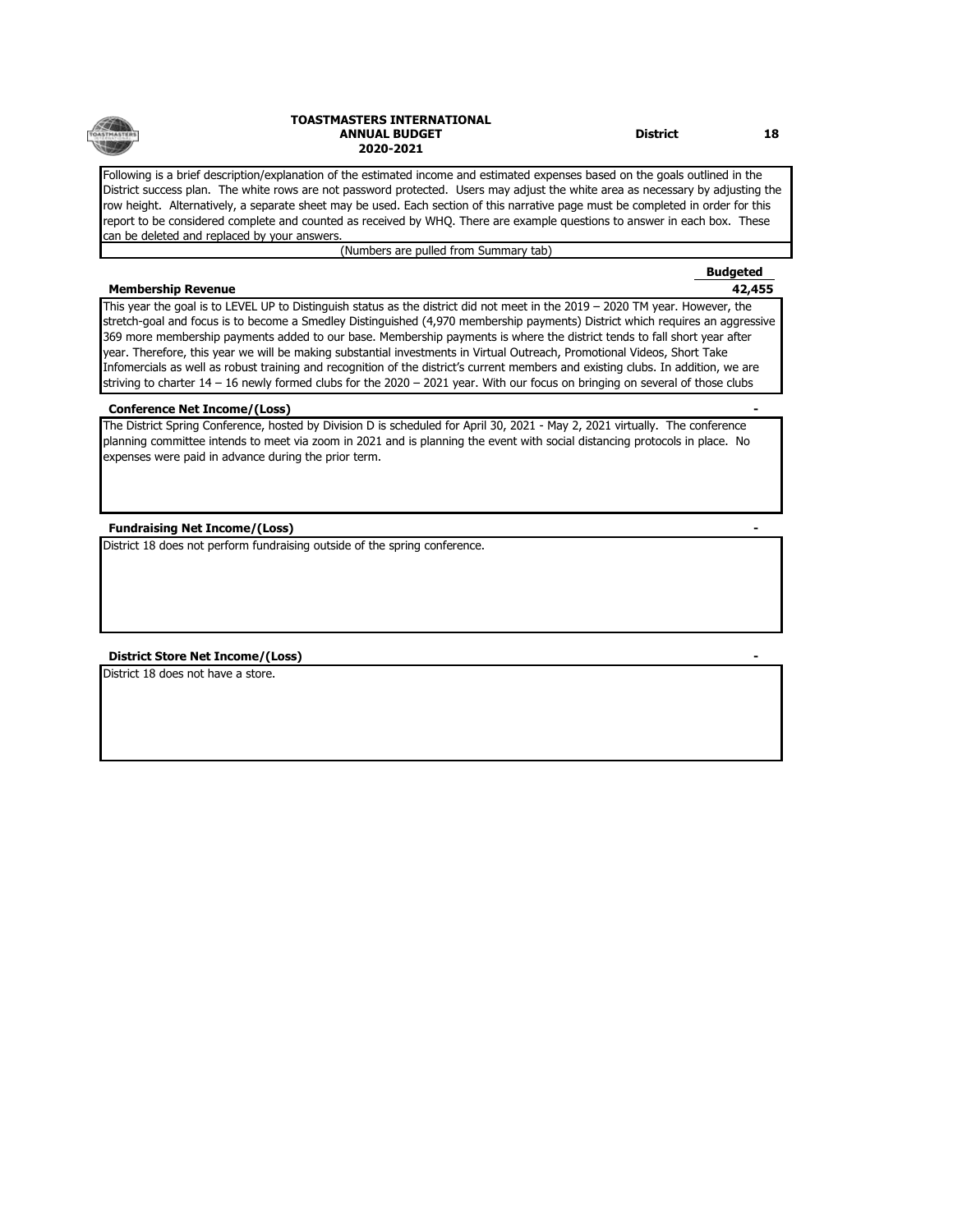**TOASTMASTERS INTERNATIONAL**
**ANNUAL BUDGET**
**2020-2021**

**District 18**

Following is a brief description/explanation of the estimated income and estimated expenses based on the goals outlined in the District success plan. The white rows are not password protected. Users may adjust the white area as necessary by adjusting the row height. Alternatively, a separate sheet may be used. Each section of this narrative page must be completed in order for this report to be considered complete and counted as received by WHQ. There are example questions to answer in each box. These can be deleted and replaced by your answers.

(Numbers are pulled from Summary tab)

| | **Budgeted** |
|---|---|
| **Membership Revenue** | **42,455** |

This year the goal is to LEVEL UP to Distinguish status as the district did not meet in the 2019 – 2020 TM year. However, the stretch-goal and focus is to become a Smedley Distinguished (4,970 membership payments) District which requires an aggressive 369 more membership payments added to our base. Membership payments is where the district tends to fall short year after year. Therefore, this year we will be making substantial investments in Virtual Outreach, Promotional Videos, Short Take Infomercials as well as robust training and recognition of the district's current members and existing clubs. In addition, we are striving to charter 14 – 16 newly formed clubs for the 2020 – 2021 year. With our focus on bringing on several of those clubs

| | |
|---|---|
| **Conference Net Income/(Loss)** | **-** |

The District Spring Conference, hosted by Division D is scheduled for April 30, 2021 - May 2, 2021 virtually. The conference planning committee intends to meet via zoom in 2021 and is planning the event with social distancing protocols in place. No expenses were paid in advance during the prior term.

| | |
|---|---|
| **Fundraising Net Income/(Loss)** | **-** |

District 18 does not perform fundraising outside of the spring conference.

| | |
|---|---|
| **District Store Net Income/(Loss)** | **-** |

District 18 does not have a store.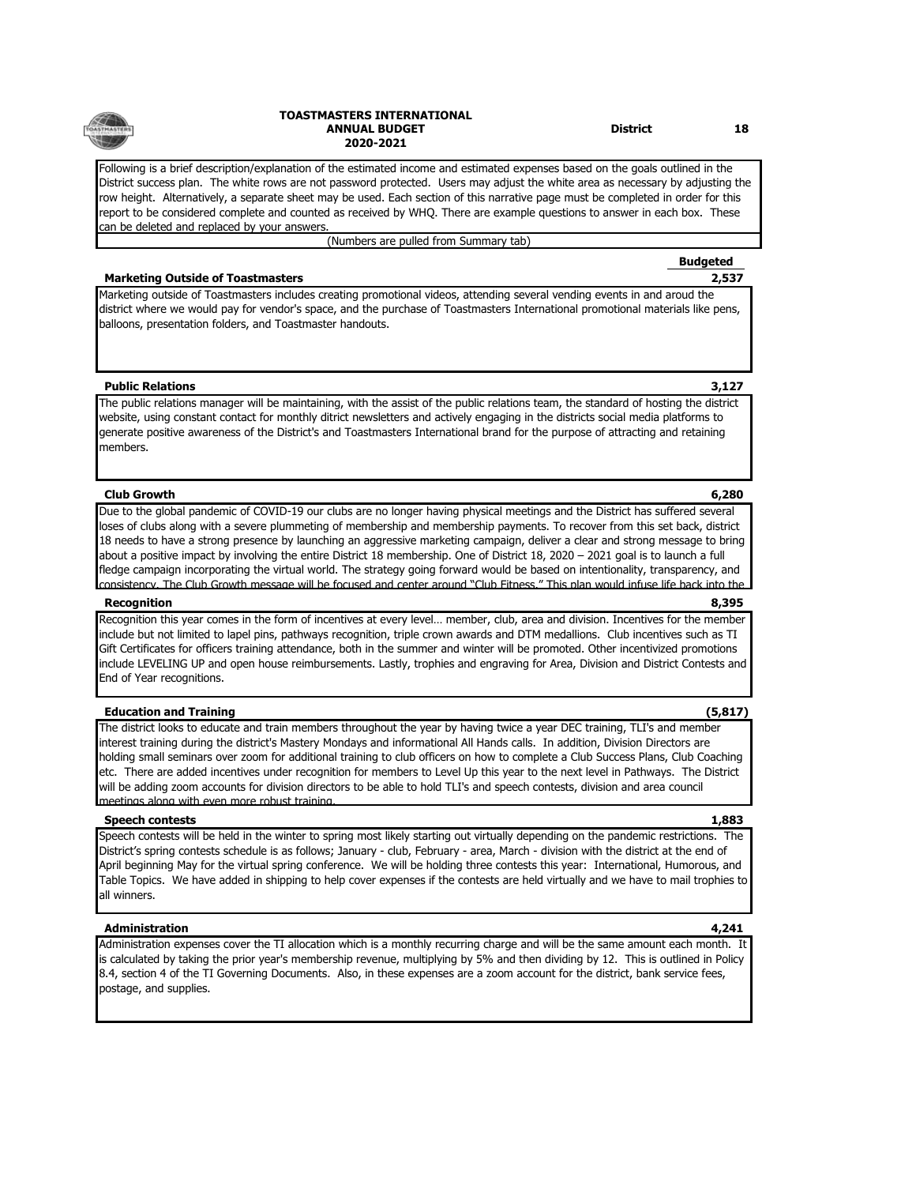**TOASTMASTERS INTERNATIONAL**
**ANNUAL BUDGET**
**2020-2021**

**District** **18**

Following is a brief description/explanation of the estimated income and estimated expenses based on the goals outlined in the District success plan. The white rows are not password protected. Users may adjust the white area as necessary by adjusting the row height. Alternatively, a separate sheet may be used. Each section of this narrative page must be completed in order for this report to be considered complete and counted as received by WHQ. There are example questions to answer in each box. These can be deleted and replaced by your answers.

(Numbers are pulled from Summary tab)

| | Budgeted |
|---|---|
| **Marketing Outside of Toastmasters** | **2,537** |

Marketing outside of Toastmasters includes creating promotional videos, attending several vending events in and aroud the district where we would pay for vendor's space, and the purchase of Toastmasters International promotional materials like pens, balloons, presentation folders, and Toastmaster handouts.

**Public Relations** — **3,127**

The public relations manager will be maintaining, with the assist of the public relations team, the standard of hosting the district website, using constant contact for monthly district newsletters and actively engaging in the districts social media platforms to generate positive awareness of the District's and Toastmasters International brand for the purpose of attracting and retaining members.

**Club Growth** — **6,280**

Due to the global pandemic of COVID-19 our clubs are no longer having physical meetings and the District has suffered several loses of clubs along with a severe plummeting of membership and membership payments. To recover from this set back, district 18 needs to have a strong presence by launching an aggressive marketing campaign, deliver a clear and strong message to bring about a positive impact by involving the entire District 18 membership. One of District 18, 2020 – 2021 goal is to launch a full fledge campaign incorporating the virtual world. The strategy going forward would be based on intentionality, transparency, and consistency. The Club Growth message will be focused and center around "Club Fitness." This plan would infuse life back into the

**Recognition** — **8,395**

Recognition this year comes in the form of incentives at every level… member, club, area and division. Incentives for the member include but not limited to lapel pins, pathways recognition, triple crown awards and DTM medallions. Club incentives such as TI Gift Certificates for officers training attendance, both in the summer and winter will be promoted. Other incentivized promotions include LEVELING UP and open house reimbursements. Lastly, trophies and engraving for Area, Division and District Contests and End of Year recognitions.

**Education and Training** — **(5,817)**

The district looks to educate and train members throughout the year by having twice a year DEC training, TLI's and member interest training during the district's Mastery Mondays and informational All Hands calls. In addition, Division Directors are holding small seminars over zoom for additional training to club officers on how to complete a Club Success Plans, Club Coaching etc. There are added incentives under recognition for members to Level Up this year to the next level in Pathways. The District will be adding zoom accounts for division directors to be able to hold TLI's and speech contests, division and area council meetings along with even more robust training.

**Speech contests** — **1,883**

Speech contests will be held in the winter to spring most likely starting out virtually depending on the pandemic restrictions. The District's spring contests schedule is as follows; January - club, February - area, March - division with the district at the end of April beginning May for the virtual spring conference. We will be holding three contests this year: International, Humorous, and Table Topics. We have added in shipping to help cover expenses if the contests are held virtually and we have to mail trophies to all winners.

**Administration** — **4,241**

Administration expenses cover the TI allocation which is a monthly recurring charge and will be the same amount each month. It is calculated by taking the prior year's membership revenue, multiplying by 5% and then dividing by 12. This is outlined in Policy 8.4, section 4 of the TI Governing Documents. Also, in these expenses are a zoom account for the district, bank service fees, postage, and supplies.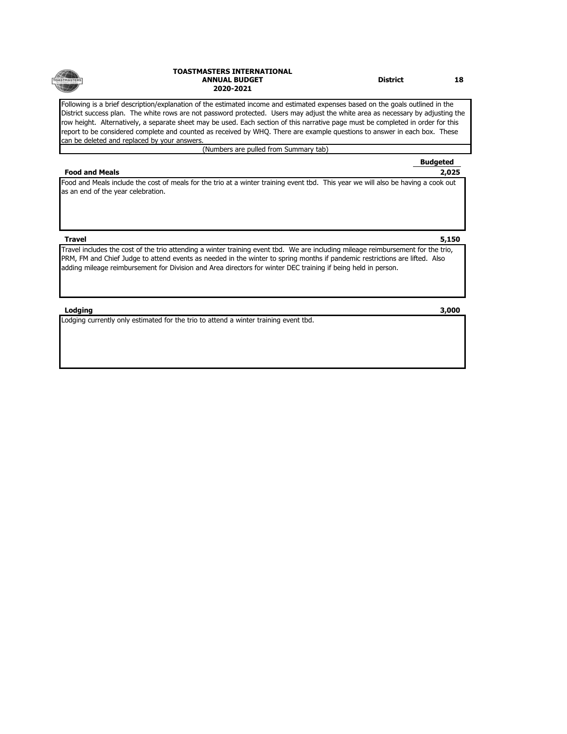**TOASTMASTERS INTERNATIONAL**
**ANNUAL BUDGET**
**2020-2021**

**District** **18**

Following is a brief description/explanation of the estimated income and estimated expenses based on the goals outlined in the District success plan. The white rows are not password protected. Users may adjust the white area as necessary by adjusting the row height. Alternatively, a separate sheet may be used. Each section of this narrative page must be completed in order for this report to be considered complete and counted as received by WHQ. There are example questions to answer in each box. These can be deleted and replaced by your answers.

(Numbers are pulled from Summary tab)

| | **Budgeted** |
|---|---|
| **Food and Meals** | **2,025** |

Food and Meals include the cost of meals for the trio at a winter training event tbd. This year we will also be having a cook out as an end of the year celebration.

| | |
|---|---|
| **Travel** | **5,150** |

Travel includes the cost of the trio attending a winter training event tbd. We are including mileage reimbursement for the trio, PRM, FM and Chief Judge to attend events as needed in the winter to spring months if pandemic restrictions are lifted. Also adding mileage reimbursement for Division and Area directors for winter DEC training if being held in person.

| | |
|---|---|
| **Lodging** | **3,000** |

Lodging currently only estimated for the trio to attend a winter training event tbd.